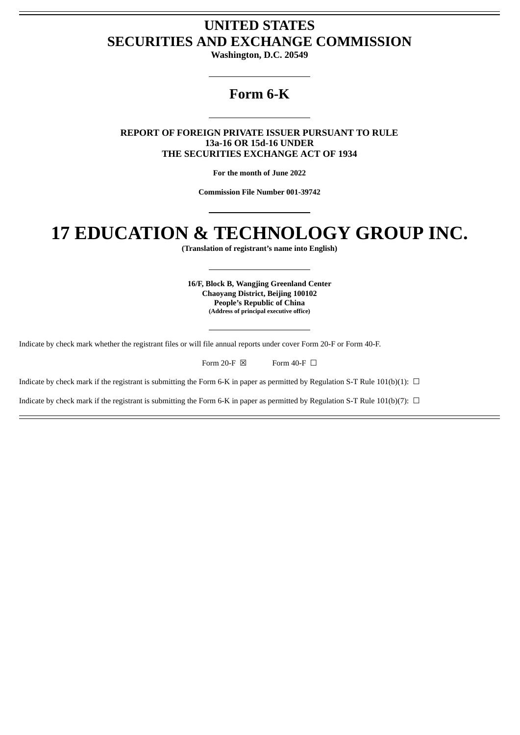# UNITED STATES
# SECURITIES AND EXCHANGE COMMISSION

**Washington, D.C. 20549**

---

## Form 6-K

---

**REPORT OF FOREIGN PRIVATE ISSUER PURSUANT TO RULE 13a-16 OR 15d-16 UNDER THE SECURITIES EXCHANGE ACT OF 1934**

**For the month of June 2022**

**Commission File Number 001-39742**

---

# 17 EDUCATION & TECHNOLOGY GROUP INC.

**(Translation of registrant's name into English)**

---

**16/F, Block B, Wangjing Greenland Center**
**Chaoyang District, Beijing 100102**
**People's Republic of China**
**(Address of principal executive office)**

---

Indicate by check mark whether the registrant files or will file annual reports under cover Form 20-F or Form 40-F.

Form 20-F ☒ Form 40-F ☐

Indicate by check mark if the registrant is submitting the Form 6-K in paper as permitted by Regulation S-T Rule 101(b)(1): ☐

Indicate by check mark if the registrant is submitting the Form 6-K in paper as permitted by Regulation S-T Rule 101(b)(7): ☐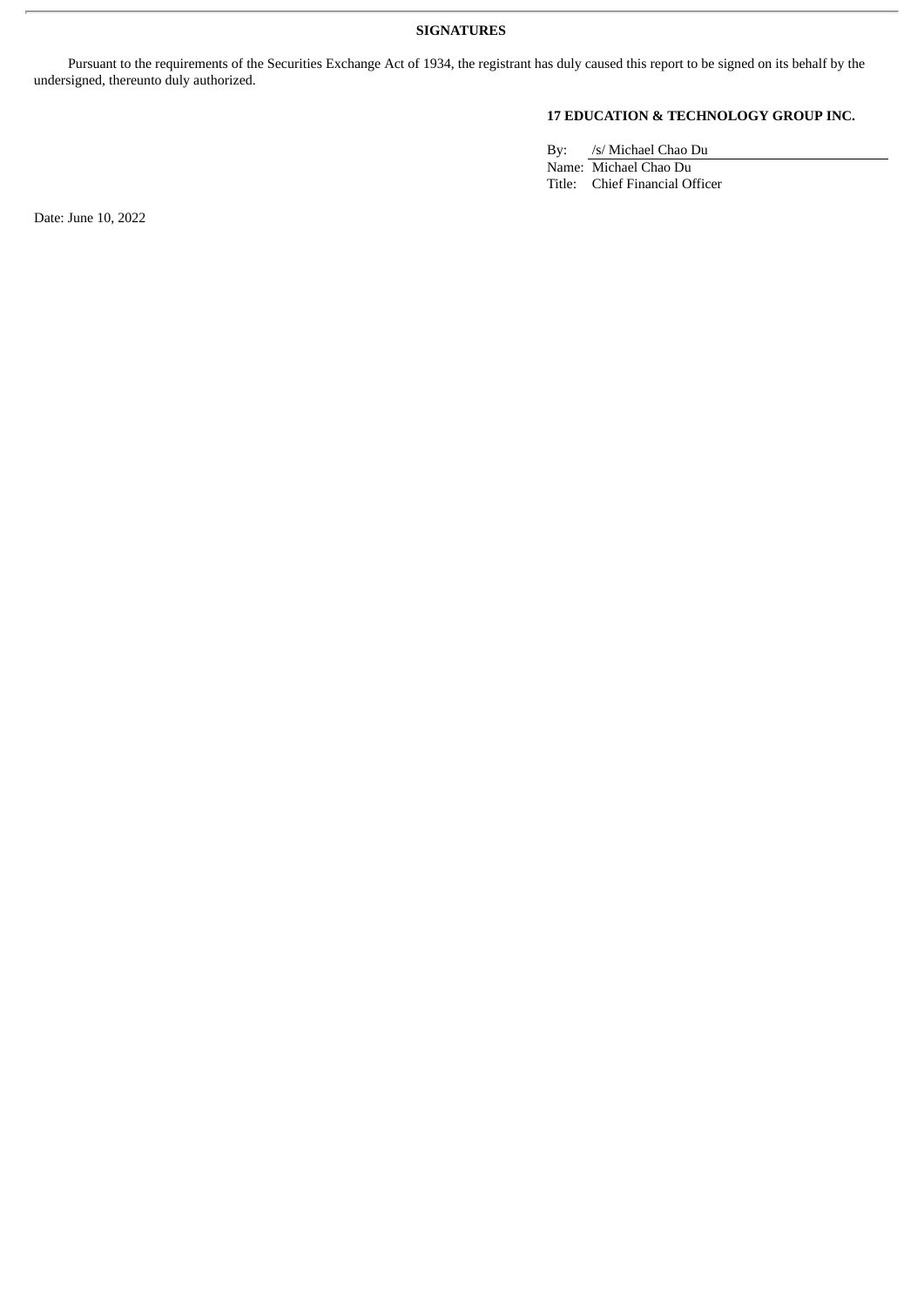**SIGNATURES**

Pursuant to the requirements of the Securities Exchange Act of 1934, the registrant has duly caused this report to be signed on its behalf by the undersigned, thereunto duly authorized.

**17 EDUCATION & TECHNOLOGY GROUP INC.**

By: /s/ Michael Chao Du
Name: Michael Chao Du
Title: Chief Financial Officer

Date: June 10, 2022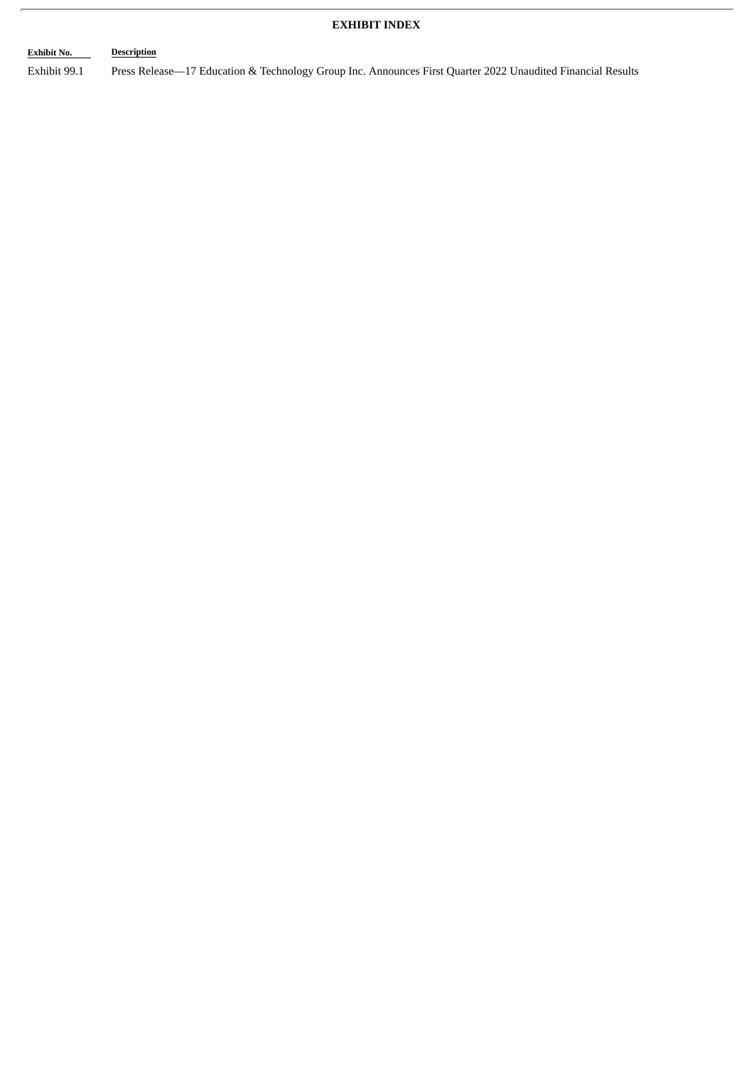**EXHIBIT INDEX**

| Exhibit No. | Description |
|---|---|
| Exhibit 99.1 | Press Release—17 Education & Technology Group Inc. Announces First Quarter 2022 Unaudited Financial Results |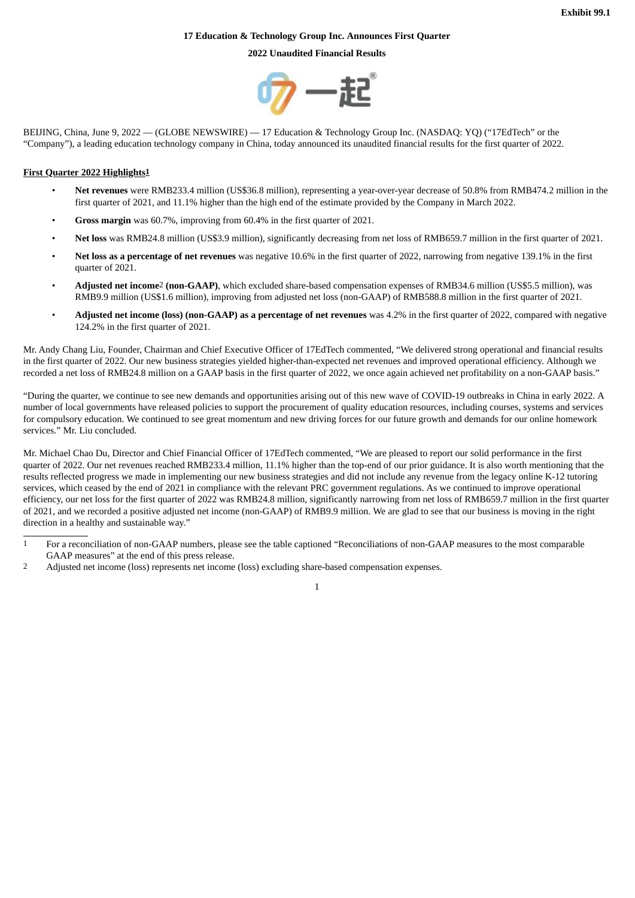**Exhibit 99.1**

**17 Education & Technology Group Inc. Announces First Quarter 2022 Unaudited Financial Results**

BEIJING, China, June 9, 2022 — (GLOBE NEWSWIRE) — 17 Education & Technology Group Inc. (NASDAQ: YQ) ("17EdTech" or the "Company"), a leading education technology company in China, today announced its unaudited financial results for the first quarter of 2022.

**First Quarter 2022 Highlights[1]**

- **Net revenues** were RMB233.4 million (US$36.8 million), representing a year-over-year decrease of 50.8% from RMB474.2 million in the first quarter of 2021, and 11.1% higher than the high end of the estimate provided by the Company in March 2022.
- **Gross margin** was 60.7%, improving from 60.4% in the first quarter of 2021.
- **Net loss** was RMB24.8 million (US$3.9 million), significantly decreasing from net loss of RMB659.7 million in the first quarter of 2021.
- **Net loss as a percentage of net revenues** was negative 10.6% in the first quarter of 2022, narrowing from negative 139.1% in the first quarter of 2021.
- **Adjusted net income[2] (non-GAAP)**, which excluded share-based compensation expenses of RMB34.6 million (US$5.5 million), was RMB9.9 million (US$1.6 million), improving from adjusted net loss (non-GAAP) of RMB588.8 million in the first quarter of 2021.
- **Adjusted net income (loss) (non-GAAP) as a percentage of net revenues** was 4.2% in the first quarter of 2022, compared with negative 124.2% in the first quarter of 2021.

Mr. Andy Chang Liu, Founder, Chairman and Chief Executive Officer of 17EdTech commented, "We delivered strong operational and financial results in the first quarter of 2022. Our new business strategies yielded higher-than-expected net revenues and improved operational efficiency. Although we recorded a net loss of RMB24.8 million on a GAAP basis in the first quarter of 2022, we once again achieved net profitability on a non-GAAP basis."

"During the quarter, we continue to see new demands and opportunities arising out of this new wave of COVID-19 outbreaks in China in early 2022. A number of local governments have released policies to support the procurement of quality education resources, including courses, systems and services for compulsory education. We continued to see great momentum and new driving forces for our future growth and demands for our online homework services." Mr. Liu concluded.

Mr. Michael Chao Du, Director and Chief Financial Officer of 17EdTech commented, "We are pleased to report our solid performance in the first quarter of 2022. Our net revenues reached RMB233.4 million, 11.1% higher than the top-end of our prior guidance. It is also worth mentioning that the results reflected progress we made in implementing our new business strategies and did not include any revenue from the legacy online K-12 tutoring services, which ceased by the end of 2021 in compliance with the relevant PRC government regulations. As we continued to improve operational efficiency, our net loss for the first quarter of 2022 was RMB24.8 million, significantly narrowing from net loss of RMB659.7 million in the first quarter of 2021, and we recorded a positive adjusted net income (non-GAAP) of RMB9.9 million. We are glad to see that our business is moving in the right direction in a healthy and sustainable way."

---

[1] For a reconciliation of non-GAAP numbers, please see the table captioned "Reconciliations of non-GAAP measures to the most comparable GAAP measures" at the end of this press release.

[2] Adjusted net income (loss) represents net income (loss) excluding share-based compensation expenses.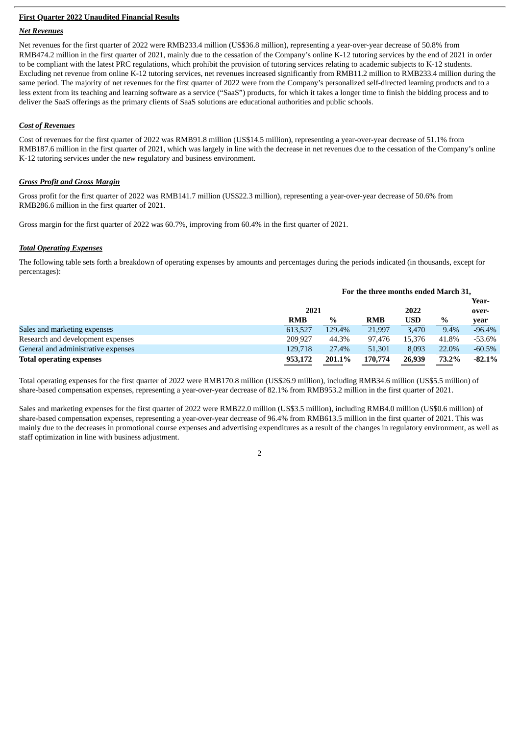**First Quarter 2022 Unaudited Financial Results**

***Net Revenues***

Net revenues for the first quarter of 2022 were RMB233.4 million (US$36.8 million), representing a year-over-year decrease of 50.8% from RMB474.2 million in the first quarter of 2021, mainly due to the cessation of the Company's online K-12 tutoring services by the end of 2021 in order to be compliant with the latest PRC regulations, which prohibit the provision of tutoring services relating to academic subjects to K-12 students. Excluding net revenue from online K-12 tutoring services, net revenues increased significantly from RMB11.2 million to RMB233.4 million during the same period. The majority of net revenues for the first quarter of 2022 were from the Company's personalized self-directed learning products and to a less extent from its teaching and learning software as a service ("SaaS") products, for which it takes a longer time to finish the bidding process and to deliver the SaaS offerings as the primary clients of SaaS solutions are educational authorities and public schools.

***Cost of Revenues***

Cost of revenues for the first quarter of 2022 was RMB91.8 million (US$14.5 million), representing a year-over-year decrease of 51.1% from RMB187.6 million in the first quarter of 2021, which was largely in line with the decrease in net revenues due to the cessation of the Company's online K-12 tutoring services under the new regulatory and business environment.

***Gross Profit and Gross Margin***

Gross profit for the first quarter of 2022 was RMB141.7 million (US$22.3 million), representing a year-over-year decrease of 50.6% from RMB286.6 million in the first quarter of 2021.

Gross margin for the first quarter of 2022 was 60.7%, improving from 60.4% in the first quarter of 2021.

***Total Operating Expenses***

The following table sets forth a breakdown of operating expenses by amounts and percentages during the periods indicated (in thousands, except for percentages):

| | For the three months ended March 31, | | | | | |
|---|---|---|---|---|---|---|
| | 2021 | | 2022 | | | Year-over-year |
| | RMB | % | RMB | USD | % | |
| Sales and marketing expenses | 613,527 | 129.4% | 21,997 | 3,470 | 9.4% | -96.4% |
| Research and development expenses | 209,927 | 44.3% | 97,476 | 15,376 | 41.8% | -53.6% |
| General and administrative expenses | 129,718 | 27.4% | 51,301 | 8,093 | 22.0% | -60.5% |
| **Total operating expenses** | **953,172** | **201.1%** | **170,774** | **26,939** | **73.2%** | **-82.1%** |

Total operating expenses for the first quarter of 2022 were RMB170.8 million (US$26.9 million), including RMB34.6 million (US$5.5 million) of share-based compensation expenses, representing a year-over-year decrease of 82.1% from RMB953.2 million in the first quarter of 2021.

Sales and marketing expenses for the first quarter of 2022 were RMB22.0 million (US$3.5 million), including RMB4.0 million (US$0.6 million) of share-based compensation expenses, representing a year-over-year decrease of 96.4% from RMB613.5 million in the first quarter of 2021. This was mainly due to the decreases in promotional course expenses and advertising expenditures as a result of the changes in regulatory environment, as well as staff optimization in line with business adjustment.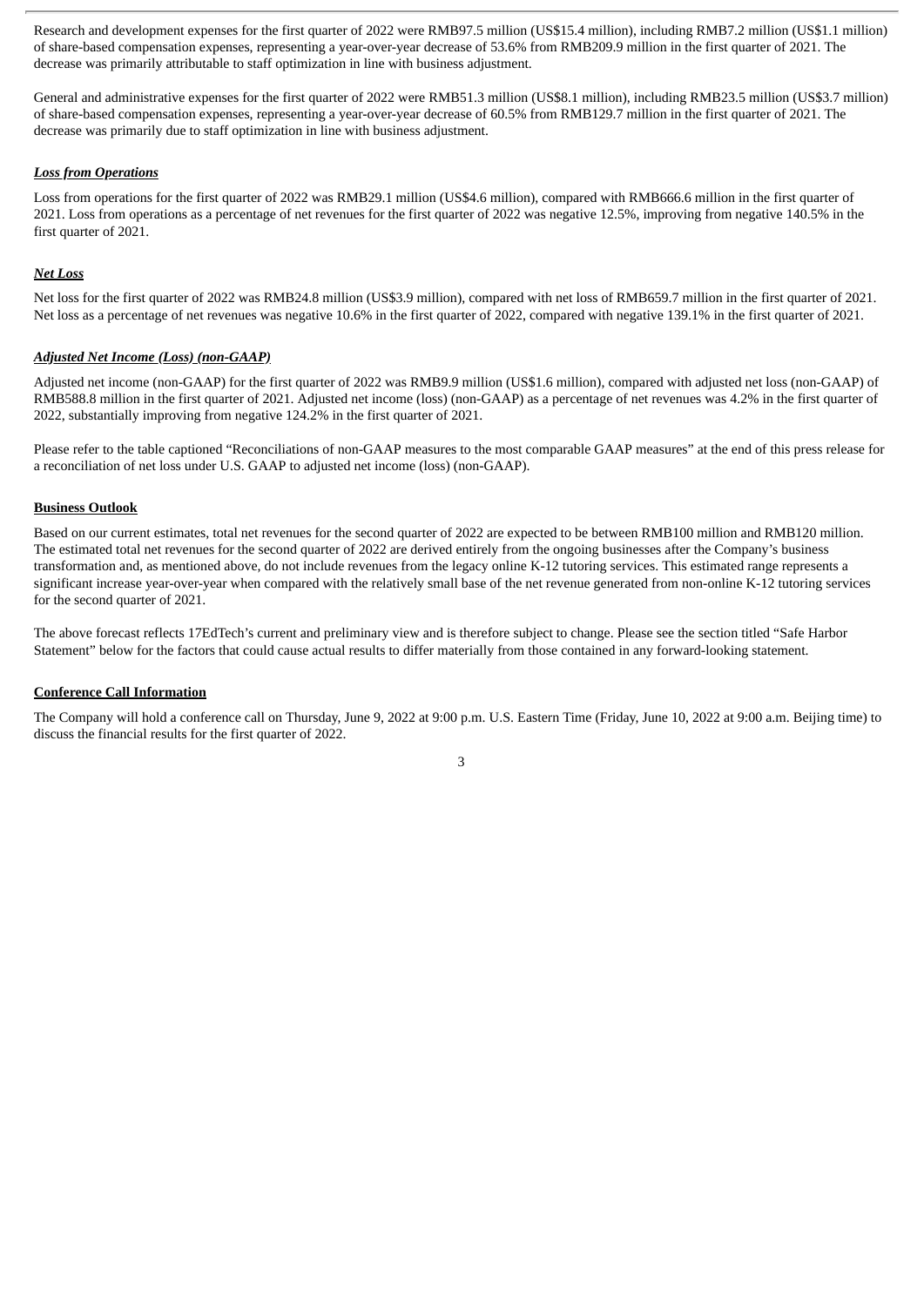Research and development expenses for the first quarter of 2022 were RMB97.5 million (US$15.4 million), including RMB7.2 million (US$1.1 million) of share-based compensation expenses, representing a year-over-year decrease of 53.6% from RMB209.9 million in the first quarter of 2021. The decrease was primarily attributable to staff optimization in line with business adjustment.

General and administrative expenses for the first quarter of 2022 were RMB51.3 million (US$8.1 million), including RMB23.5 million (US$3.7 million) of share-based compensation expenses, representing a year-over-year decrease of 60.5% from RMB129.7 million in the first quarter of 2021. The decrease was primarily due to staff optimization in line with business adjustment.

***Loss from Operations***

Loss from operations for the first quarter of 2022 was RMB29.1 million (US$4.6 million), compared with RMB666.6 million in the first quarter of 2021. Loss from operations as a percentage of net revenues for the first quarter of 2022 was negative 12.5%, improving from negative 140.5% in the first quarter of 2021.

***Net Loss***

Net loss for the first quarter of 2022 was RMB24.8 million (US$3.9 million), compared with net loss of RMB659.7 million in the first quarter of 2021. Net loss as a percentage of net revenues was negative 10.6% in the first quarter of 2022, compared with negative 139.1% in the first quarter of 2021.

***Adjusted Net Income (Loss) (non-GAAP)***

Adjusted net income (non-GAAP) for the first quarter of 2022 was RMB9.9 million (US$1.6 million), compared with adjusted net loss (non-GAAP) of RMB588.8 million in the first quarter of 2021. Adjusted net income (loss) (non-GAAP) as a percentage of net revenues was 4.2% in the first quarter of 2022, substantially improving from negative 124.2% in the first quarter of 2021.

Please refer to the table captioned "Reconciliations of non-GAAP measures to the most comparable GAAP measures" at the end of this press release for a reconciliation of net loss under U.S. GAAP to adjusted net income (loss) (non-GAAP).

**Business Outlook**

Based on our current estimates, total net revenues for the second quarter of 2022 are expected to be between RMB100 million and RMB120 million. The estimated total net revenues for the second quarter of 2022 are derived entirely from the ongoing businesses after the Company's business transformation and, as mentioned above, do not include revenues from the legacy online K-12 tutoring services. This estimated range represents a significant increase year-over-year when compared with the relatively small base of the net revenue generated from non-online K-12 tutoring services for the second quarter of 2021.

The above forecast reflects 17EdTech's current and preliminary view and is therefore subject to change. Please see the section titled "Safe Harbor Statement" below for the factors that could cause actual results to differ materially from those contained in any forward-looking statement.

**Conference Call Information**

The Company will hold a conference call on Thursday, June 9, 2022 at 9:00 p.m. U.S. Eastern Time (Friday, June 10, 2022 at 9:00 a.m. Beijing time) to discuss the financial results for the first quarter of 2022.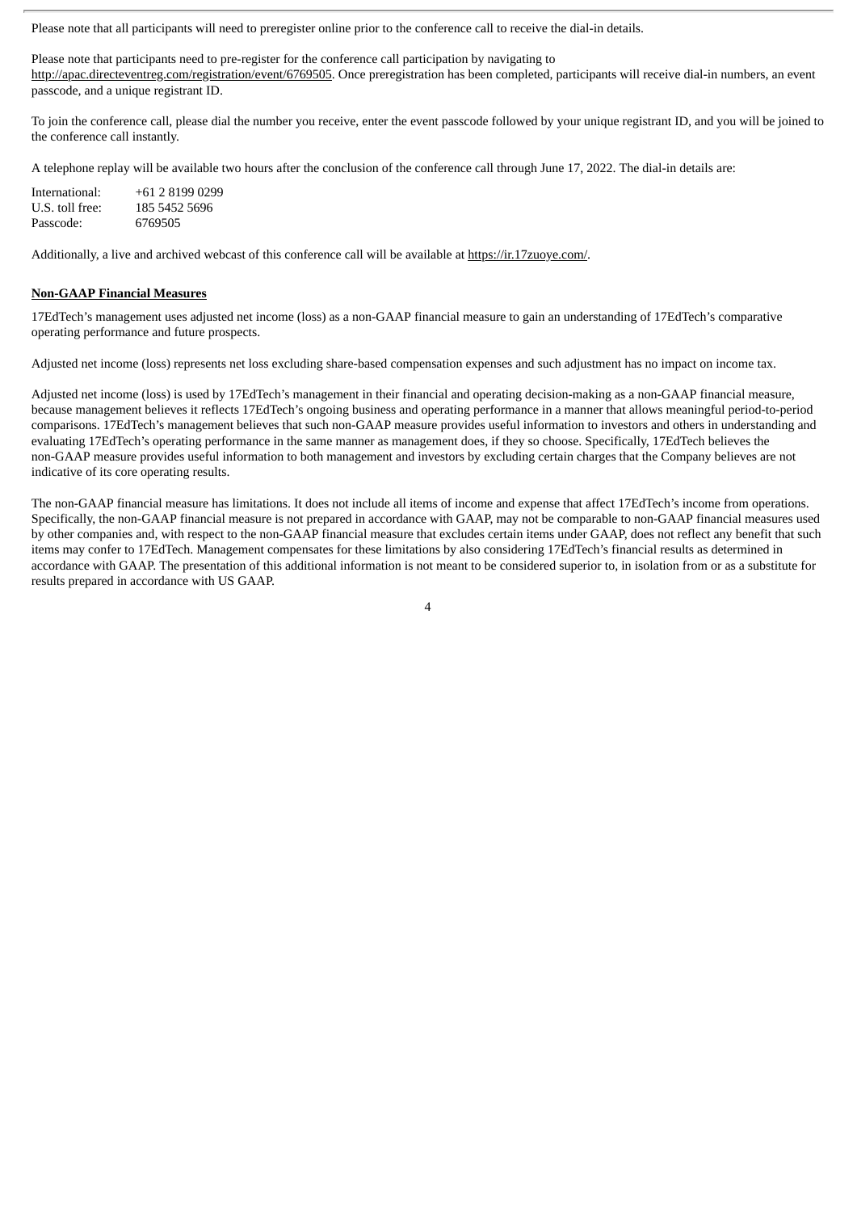Please note that all participants will need to preregister online prior to the conference call to receive the dial-in details.

Please note that participants need to pre-register for the conference call participation by navigating to http://apac.directeventreg.com/registration/event/6769505. Once preregistration has been completed, participants will receive dial-in numbers, an event passcode, and a unique registrant ID.

To join the conference call, please dial the number you receive, enter the event passcode followed by your unique registrant ID, and you will be joined to the conference call instantly.

A telephone replay will be available two hours after the conclusion of the conference call through June 17, 2022. The dial-in details are:

| | |
|---|---|
| International: | +61 2 8199 0299 |
| U.S. toll free: | 185 5452 5696 |
| Passcode: | 6769505 |

Additionally, a live and archived webcast of this conference call will be available at https://ir.17zuoye.com/.

**Non-GAAP Financial Measures**

17EdTech's management uses adjusted net income (loss) as a non-GAAP financial measure to gain an understanding of 17EdTech's comparative operating performance and future prospects.

Adjusted net income (loss) represents net loss excluding share-based compensation expenses and such adjustment has no impact on income tax.

Adjusted net income (loss) is used by 17EdTech's management in their financial and operating decision-making as a non-GAAP financial measure, because management believes it reflects 17EdTech's ongoing business and operating performance in a manner that allows meaningful period-to-period comparisons. 17EdTech's management believes that such non-GAAP measure provides useful information to investors and others in understanding and evaluating 17EdTech's operating performance in the same manner as management does, if they so choose. Specifically, 17EdTech believes the non-GAAP measure provides useful information to both management and investors by excluding certain charges that the Company believes are not indicative of its core operating results.

The non-GAAP financial measure has limitations. It does not include all items of income and expense that affect 17EdTech's income from operations. Specifically, the non-GAAP financial measure is not prepared in accordance with GAAP, may not be comparable to non-GAAP financial measures used by other companies and, with respect to the non-GAAP financial measure that excludes certain items under GAAP, does not reflect any benefit that such items may confer to 17EdTech. Management compensates for these limitations by also considering 17EdTech's financial results as determined in accordance with GAAP. The presentation of this additional information is not meant to be considered superior to, in isolation from or as a substitute for results prepared in accordance with US GAAP.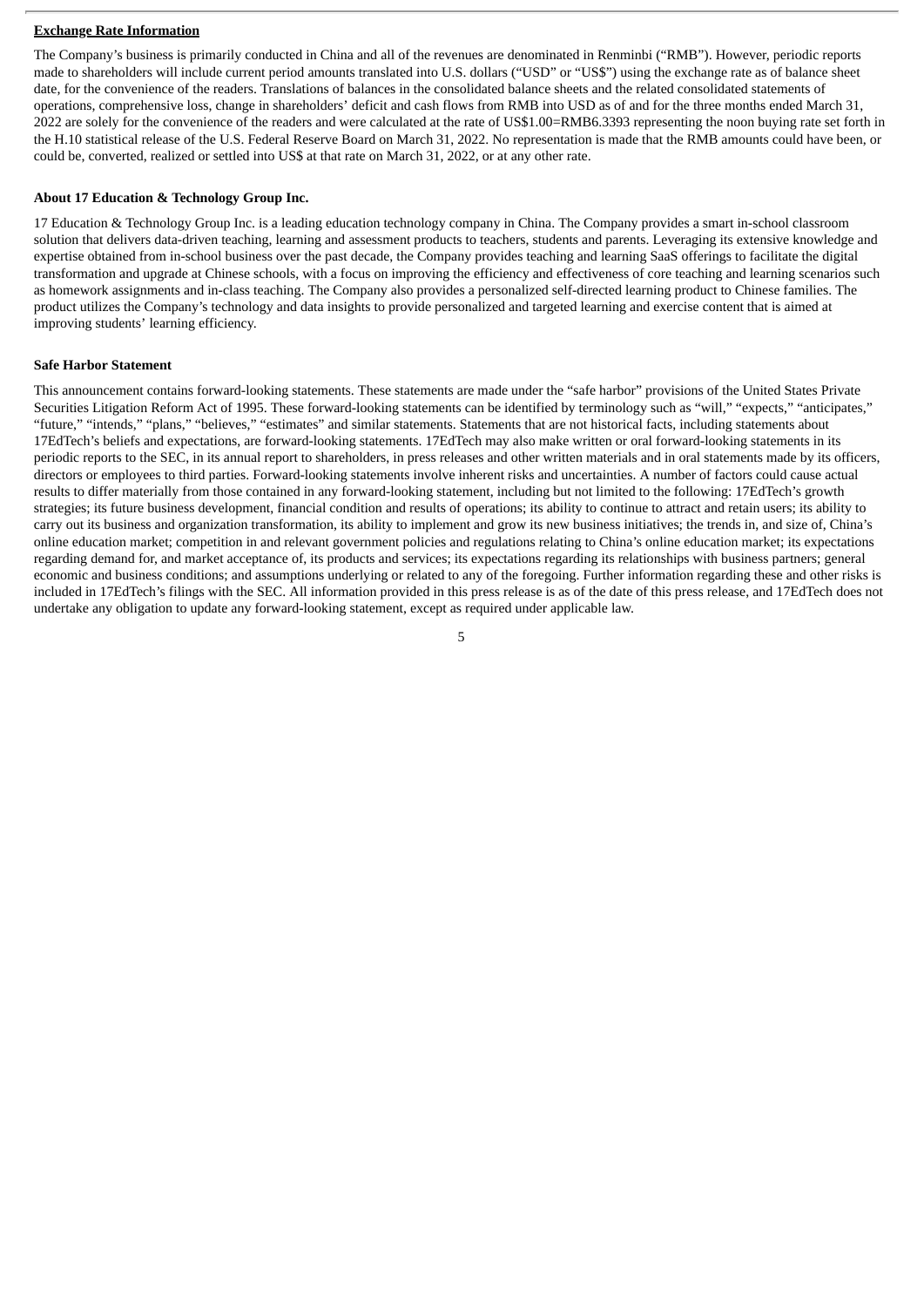**Exchange Rate Information**

The Company's business is primarily conducted in China and all of the revenues are denominated in Renminbi ("RMB"). However, periodic reports made to shareholders will include current period amounts translated into U.S. dollars ("USD" or "US$") using the exchange rate as of balance sheet date, for the convenience of the readers. Translations of balances in the consolidated balance sheets and the related consolidated statements of operations, comprehensive loss, change in shareholders' deficit and cash flows from RMB into USD as of and for the three months ended March 31, 2022 are solely for the convenience of the readers and were calculated at the rate of US$1.00=RMB6.3393 representing the noon buying rate set forth in the H.10 statistical release of the U.S. Federal Reserve Board on March 31, 2022. No representation is made that the RMB amounts could have been, or could be, converted, realized or settled into US$ at that rate on March 31, 2022, or at any other rate.

**About 17 Education & Technology Group Inc.**

17 Education & Technology Group Inc. is a leading education technology company in China. The Company provides a smart in-school classroom solution that delivers data-driven teaching, learning and assessment products to teachers, students and parents. Leveraging its extensive knowledge and expertise obtained from in-school business over the past decade, the Company provides teaching and learning SaaS offerings to facilitate the digital transformation and upgrade at Chinese schools, with a focus on improving the efficiency and effectiveness of core teaching and learning scenarios such as homework assignments and in-class teaching. The Company also provides a personalized self-directed learning product to Chinese families. The product utilizes the Company's technology and data insights to provide personalized and targeted learning and exercise content that is aimed at improving students' learning efficiency.

**Safe Harbor Statement**

This announcement contains forward-looking statements. These statements are made under the "safe harbor" provisions of the United States Private Securities Litigation Reform Act of 1995. These forward-looking statements can be identified by terminology such as "will," "expects," "anticipates," "future," "intends," "plans," "believes," "estimates" and similar statements. Statements that are not historical facts, including statements about 17EdTech's beliefs and expectations, are forward-looking statements. 17EdTech may also make written or oral forward-looking statements in its periodic reports to the SEC, in its annual report to shareholders, in press releases and other written materials and in oral statements made by its officers, directors or employees to third parties. Forward-looking statements involve inherent risks and uncertainties. A number of factors could cause actual results to differ materially from those contained in any forward-looking statement, including but not limited to the following: 17EdTech's growth strategies; its future business development, financial condition and results of operations; its ability to continue to attract and retain users; its ability to carry out its business and organization transformation, its ability to implement and grow its new business initiatives; the trends in, and size of, China's online education market; competition in and relevant government policies and regulations relating to China's online education market; its expectations regarding demand for, and market acceptance of, its products and services; its expectations regarding its relationships with business partners; general economic and business conditions; and assumptions underlying or related to any of the foregoing. Further information regarding these and other risks is included in 17EdTech's filings with the SEC. All information provided in this press release is as of the date of this press release, and 17EdTech does not undertake any obligation to update any forward-looking statement, except as required under applicable law.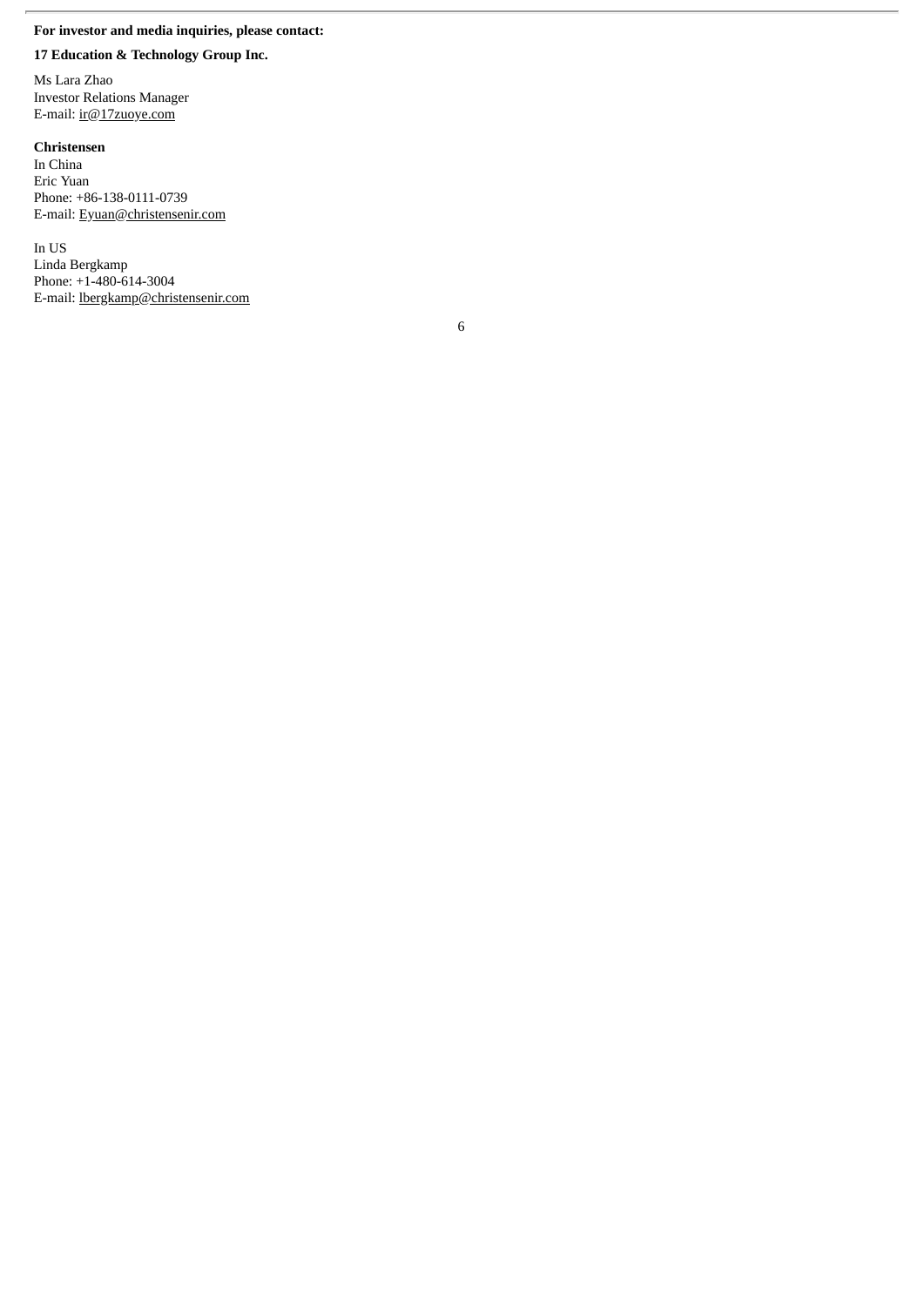**For investor and media inquiries, please contact:**

**17 Education & Technology Group Inc.**

Ms Lara Zhao
Investor Relations Manager
E-mail: ir@17zuoye.com

**Christensen**
In China
Eric Yuan
Phone: +86-138-0111-0739
E-mail: Eyuan@christensenir.com

In US
Linda Bergkamp
Phone: +1-480-614-3004
E-mail: lbergkamp@christensenir.com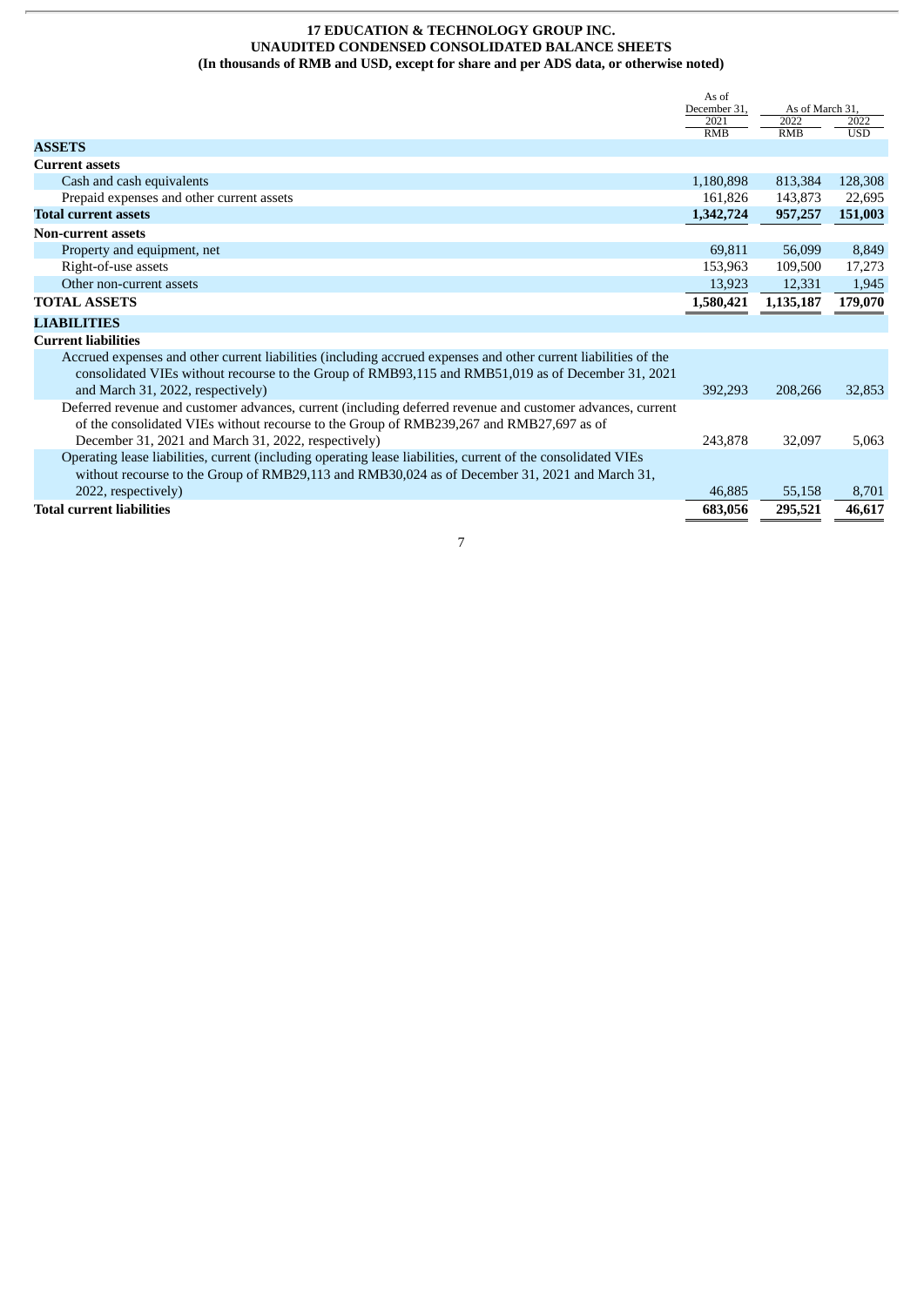**17 EDUCATION & TECHNOLOGY GROUP INC.**
**UNAUDITED CONDENSED CONSOLIDATED BALANCE SHEETS**
**(In thousands of RMB and USD, except for share and per ADS data, or otherwise noted)**

| | As of December 31, 2021 | As of March 31, 2022 | |
|---|---|---|---|
| | RMB | RMB | USD |
| **ASSETS** | | | |
| **Current assets** | | | |
| Cash and cash equivalents | 1,180,898 | 813,384 | 128,308 |
| Prepaid expenses and other current assets | 161,826 | 143,873 | 22,695 |
| **Total current assets** | **1,342,724** | **957,257** | **151,003** |
| **Non-current assets** | | | |
| Property and equipment, net | 69,811 | 56,099 | 8,849 |
| Right-of-use assets | 153,963 | 109,500 | 17,273 |
| Other non-current assets | 13,923 | 12,331 | 1,945 |
| **TOTAL ASSETS** | **1,580,421** | **1,135,187** | **179,070** |
| **LIABILITIES** | | | |
| **Current liabilities** | | | |
| Accrued expenses and other current liabilities (including accrued expenses and other current liabilities of the consolidated VIEs without recourse to the Group of RMB93,115 and RMB51,019 as of December 31, 2021 and March 31, 2022, respectively) | 392,293 | 208,266 | 32,853 |
| Deferred revenue and customer advances, current (including deferred revenue and customer advances, current of the consolidated VIEs without recourse to the Group of RMB239,267 and RMB27,697 as of December 31, 2021 and March 31, 2022, respectively) | 243,878 | 32,097 | 5,063 |
| Operating lease liabilities, current (including operating lease liabilities, current of the consolidated VIEs without recourse to the Group of RMB29,113 and RMB30,024 as of December 31, 2021 and March 31, 2022, respectively) | 46,885 | 55,158 | 8,701 |
| **Total current liabilities** | **683,056** | **295,521** | **46,617** |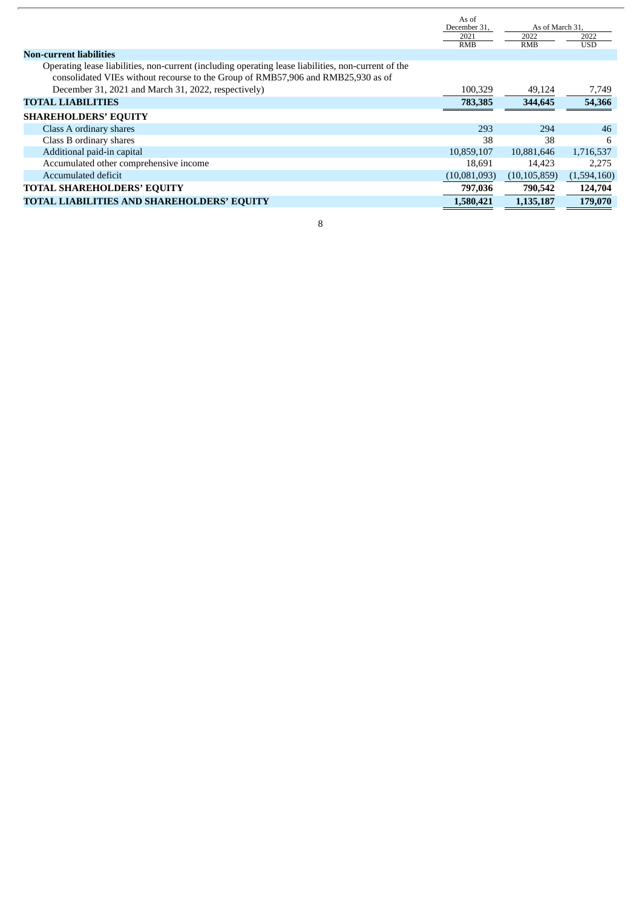| | As of December 31, 2021 | As of March 31, 2022 | As of March 31, 2022 |
|---|---|---|---|
| | RMB | RMB | USD |
| **Non-current liabilities** | | | |
| Operating lease liabilities, non-current (including operating lease liabilities, non-current of the consolidated VIEs without recourse to the Group of RMB57,906 and RMB25,930 as of December 31, 2021 and March 31, 2022, respectively) | 100,329 | 49,124 | 7,749 |
| **TOTAL LIABILITIES** | **783,385** | **344,645** | **54,366** |
| **SHAREHOLDERS' EQUITY** | | | |
| Class A ordinary shares | 293 | 294 | 46 |
| Class B ordinary shares | 38 | 38 | 6 |
| Additional paid-in capital | 10,859,107 | 10,881,646 | 1,716,537 |
| Accumulated other comprehensive income | 18,691 | 14,423 | 2,275 |
| Accumulated deficit | (10,081,093) | (10,105,859) | (1,594,160) |
| **TOTAL SHAREHOLDERS' EQUITY** | **797,036** | **790,542** | **124,704** |
| **TOTAL LIABILITIES AND SHAREHOLDERS' EQUITY** | **1,580,421** | **1,135,187** | **179,070** |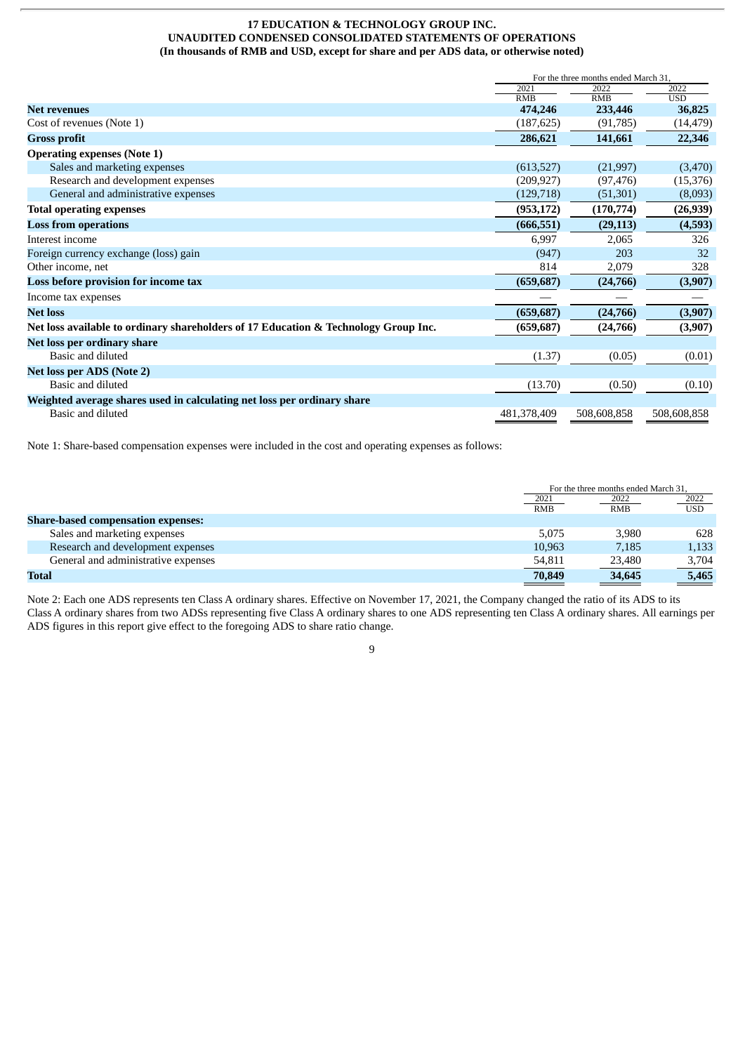**17 EDUCATION & TECHNOLOGY GROUP INC.**
**UNAUDITED CONDENSED CONSOLIDATED STATEMENTS OF OPERATIONS**
**(In thousands of RMB and USD, except for share and per ADS data, or otherwise noted)**

| | For the three months ended March 31, | | |
|---|---|---|---|
| | 2021 | 2022 | 2022 |
| | RMB | RMB | USD |
| **Net revenues** | **474,246** | **233,446** | **36,825** |
| Cost of revenues (Note 1) | (187,625) | (91,785) | (14,479) |
| **Gross profit** | **286,621** | **141,661** | **22,346** |
| **Operating expenses (Note 1)** | | | |
| Sales and marketing expenses | (613,527) | (21,997) | (3,470) |
| Research and development expenses | (209,927) | (97,476) | (15,376) |
| General and administrative expenses | (129,718) | (51,301) | (8,093) |
| **Total operating expenses** | **(953,172)** | **(170,774)** | **(26,939)** |
| **Loss from operations** | **(666,551)** | **(29,113)** | **(4,593)** |
| Interest income | 6,997 | 2,065 | 326 |
| Foreign currency exchange (loss) gain | (947) | 203 | 32 |
| Other income, net | 814 | 2,079 | 328 |
| **Loss before provision for income tax** | **(659,687)** | **(24,766)** | **(3,907)** |
| Income tax expenses | — | — | — |
| **Net loss** | **(659,687)** | **(24,766)** | **(3,907)** |
| **Net loss available to ordinary shareholders of 17 Education & Technology Group Inc.** | **(659,687)** | **(24,766)** | **(3,907)** |
| **Net loss per ordinary share** | | | |
| Basic and diluted | (1.37) | (0.05) | (0.01) |
| **Net loss per ADS (Note 2)** | | | |
| Basic and diluted | (13.70) | (0.50) | (0.10) |
| **Weighted average shares used in calculating net loss per ordinary share** | | | |
| Basic and diluted | 481,378,409 | 508,608,858 | 508,608,858 |

Note 1: Share-based compensation expenses were included in the cost and operating expenses as follows:

| | For the three months ended March 31, | | |
|---|---|---|---|
| | 2021 | 2022 | 2022 |
| | RMB | RMB | USD |
| **Share-based compensation expenses:** | | | |
| Sales and marketing expenses | 5,075 | 3,980 | 628 |
| Research and development expenses | 10,963 | 7,185 | 1,133 |
| General and administrative expenses | 54,811 | 23,480 | 3,704 |
| **Total** | **70,849** | **34,645** | **5,465** |

Note 2: Each one ADS represents ten Class A ordinary shares. Effective on November 17, 2021, the Company changed the ratio of its ADS to its Class A ordinary shares from two ADSs representing five Class A ordinary shares to one ADS representing ten Class A ordinary shares. All earnings per ADS figures in this report give effect to the foregoing ADS to share ratio change.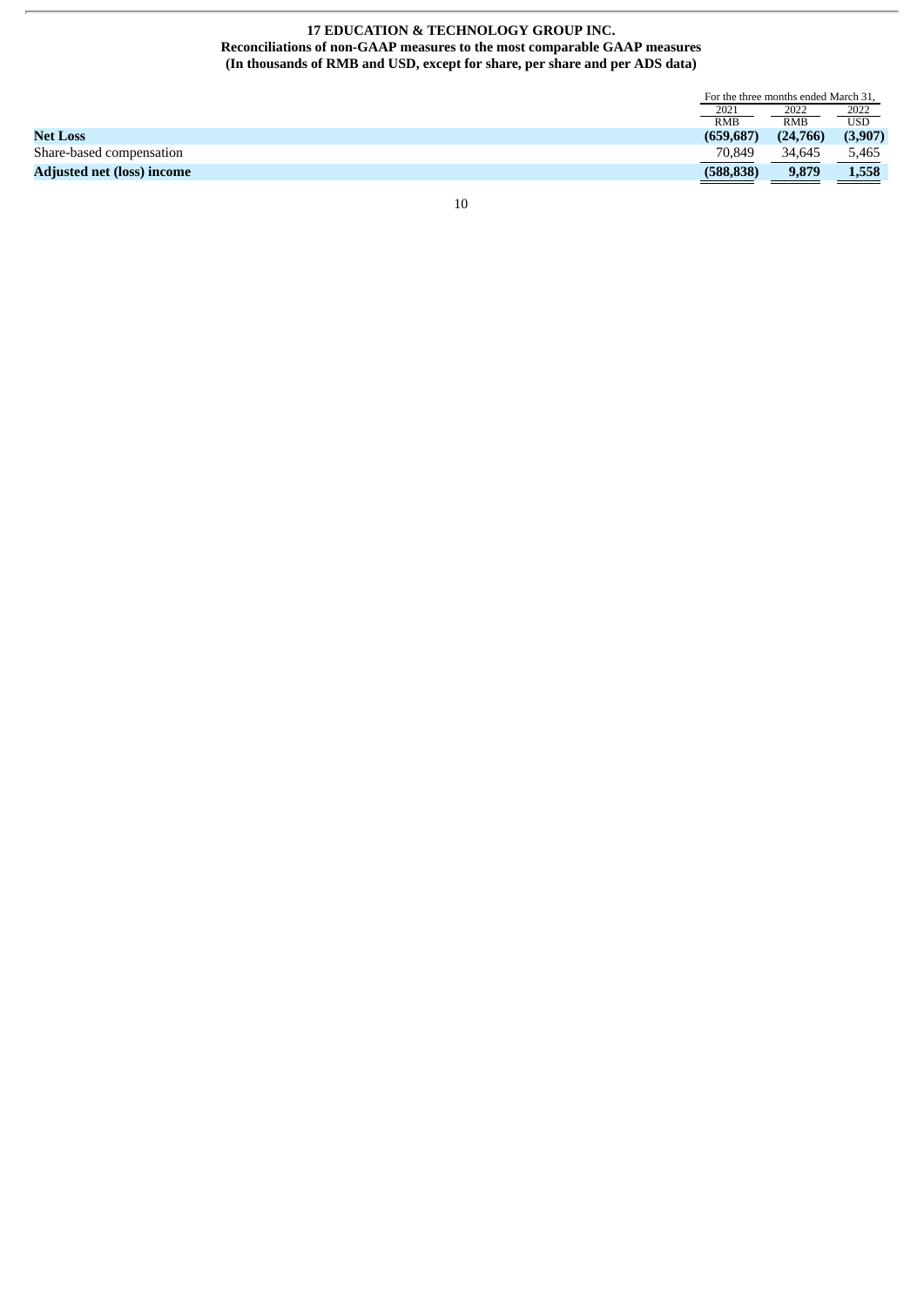**17 EDUCATION & TECHNOLOGY GROUP INC.**
**Reconciliations of non-GAAP measures to the most comparable GAAP measures**
**(In thousands of RMB and USD, except for share, per share and per ADS data)**

| | For the three months ended March 31, | | |
|---|---|---|---|
| | 2021 | 2022 | 2022 |
| | RMB | RMB | USD |
| **Net Loss** | **(659,687)** | **(24,766)** | **(3,907)** |
| Share-based compensation | 70,849 | 34,645 | 5,465 |
| **Adjusted net (loss) income** | **(588,838)** | **9,879** | **1,558** |